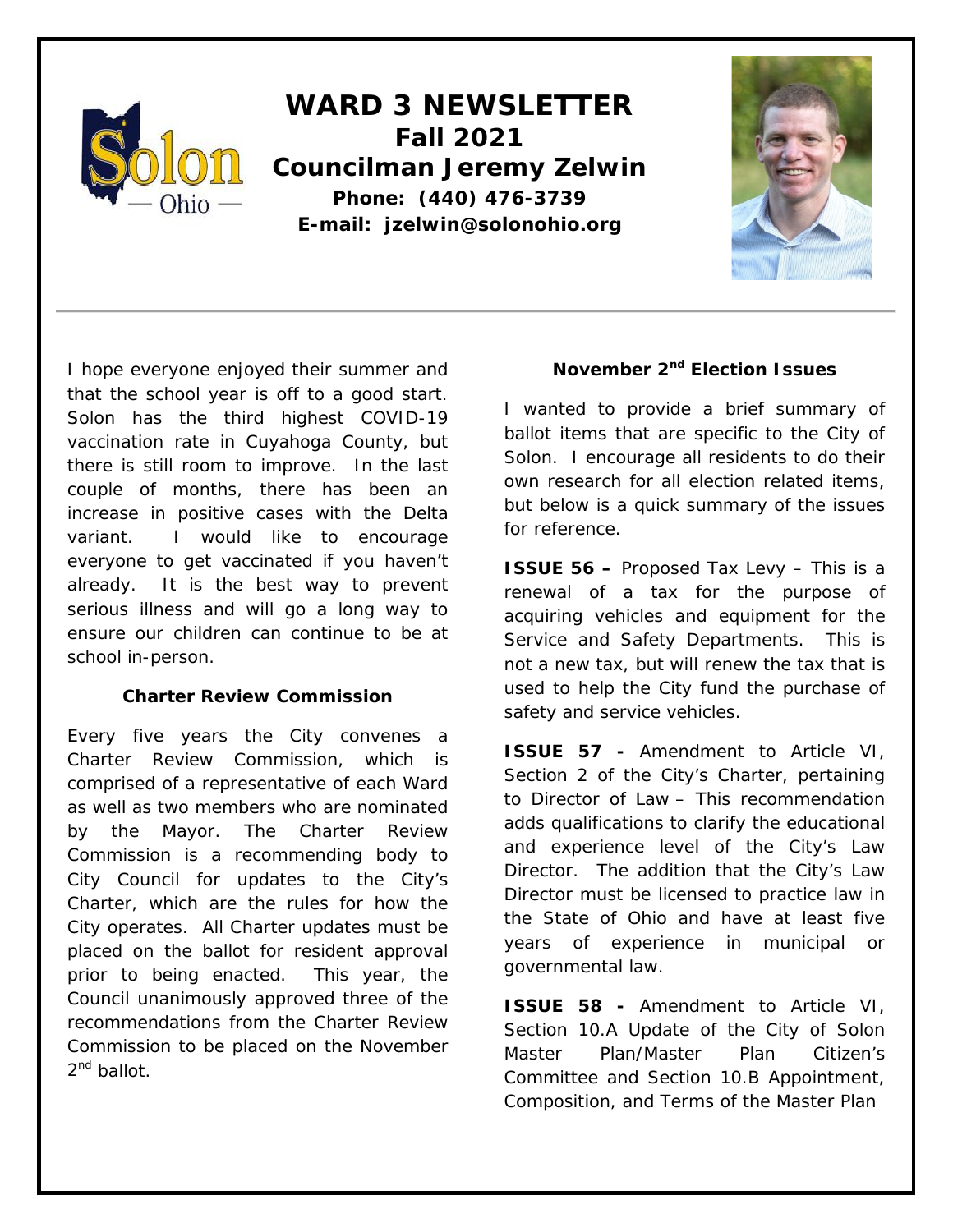# WARD 3 NEWSLETTER

## Fall 2021

## Councilman Jeremy Zelwin

**Phone: (440) 476-3739**

**E-mail: jzelwin@solonohio.org**

I hope everyone enjoyed their summer and that the school year is off to a good start. Solon has the third highest COVID-19 vaccination rate in Cuyahoga County, but there is still room to improve. In the last couple of months, there has been an increase in positive cases with the Delta variant. I would like to encourage everyone to get vaccinated if you haven't already. It is the best way to prevent serious illness and will go a long way to ensure our children can continue to be at school in-person.

### Charter Review Commission

Every five years the City convenes a Charter Review Commission, which is comprised of a representative of each Ward as well as two members who are nominated by the Mayor. The Charter Review Commission is a recommending body to City Council for updates to the City's Charter, which are the rules for how the City operates. All Charter updates must be placed on the ballot for resident approval prior to being enacted. This year, the Council unanimously approved three of the recommendations from the Charter Review Commission to be placed on the November 2nd ballot.

### November 2nd Election Issues

I wanted to provide a brief summary of ballot items that are specific to the City of Solon. I encourage all residents to do their own research for all election related items, but below is a quick summary of the issues for reference.

**ISSUE 56 –** Proposed Tax Levy – This is a renewal of a tax for the purpose of acquiring vehicles and equipment for the Service and Safety Departments. This is not a new tax, but will renew the tax that is used to help the City fund the purchase of safety and service vehicles.

**ISSUE 57 -** Amendment to Article VI, Section 2 of the City's Charter, pertaining to Director of Law – This recommendation adds qualifications to clarify the educational and experience level of the City's Law Director. The addition that the City's Law Director must be licensed to practice law in the State of Ohio and have at least five years of experience in municipal or governmental law.

**ISSUE 58 -** Amendment to Article VI, Section 10.A Update of the City of Solon Master Plan/Master Plan Citizen's Committee and Section 10.B Appointment, Composition, and Terms of the Master Plan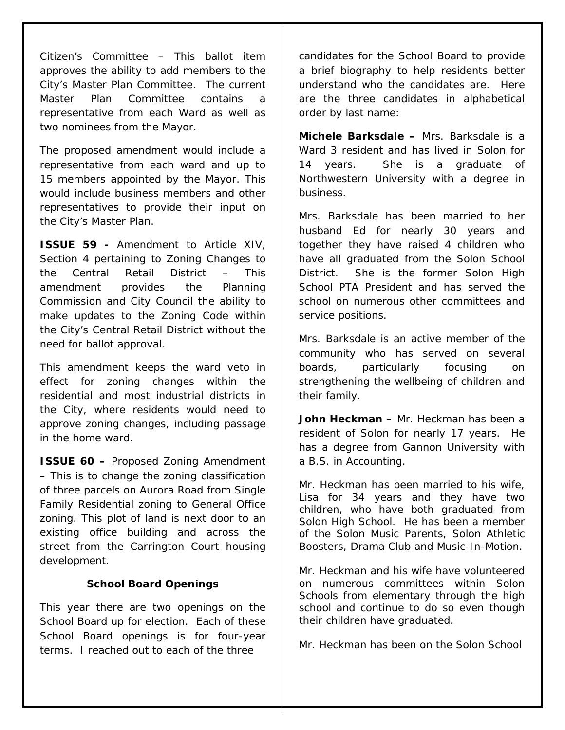Citizen's Committee – This ballot item approves the ability to add members to the City's Master Plan Committee. The current Master Plan Committee contains a representative from each Ward as well as two nominees from the Mayor.

The proposed amendment would include a representative from each ward and up to 15 members appointed by the Mayor. This would include business members and other representatives to provide their input on the City's Master Plan.

**ISSUE 59 -** Amendment to Article XIV, Section 4 pertaining to Zoning Changes to the Central Retail District – This amendment provides the Planning Commission and City Council the ability to make updates to the Zoning Code within the City's Central Retail District without the need for ballot approval.

This amendment keeps the ward veto in effect for zoning changes within the residential and most industrial districts in the City, where residents would need to approve zoning changes, including passage in the home ward.

**ISSUE 60 –** Proposed Zoning Amendment – This is to change the zoning classification of three parcels on Aurora Road from Single Family Residential zoning to General Office zoning. This plot of land is next door to an existing office building and across the street from the Carrington Court housing development.

### School Board Openings

This year there are two openings on the School Board up for election. Each of these School Board openings is for four-year terms. I reached out to each of the three candidates for the School Board to provide a brief biography to help residents better understand who the candidates are. Here are the three candidates in alphabetical order by last name:

**Michele Barksdale –** Mrs. Barksdale is a Ward 3 resident and has lived in Solon for 14 years. She is a graduate of Northwestern University with a degree in business.

Mrs. Barksdale has been married to her husband Ed for nearly 30 years and together they have raised 4 children who have all graduated from the Solon School District. She is the former Solon High School PTA President and has served the school on numerous other committees and service positions.

Mrs. Barksdale is an active member of the community who has served on several boards, particularly focusing on strengthening the wellbeing of children and their family.

**John Heckman –** Mr. Heckman has been a resident of Solon for nearly 17 years. He has a degree from Gannon University with a B.S. in Accounting.

Mr. Heckman has been married to his wife, Lisa for 34 years and they have two children, who have both graduated from Solon High School. He has been a member of the Solon Music Parents, Solon Athletic Boosters, Drama Club and Music-In-Motion.

Mr. Heckman and his wife have volunteered on numerous committees within Solon Schools from elementary through the high school and continue to do so even though their children have graduated.

Mr. Heckman has been on the Solon School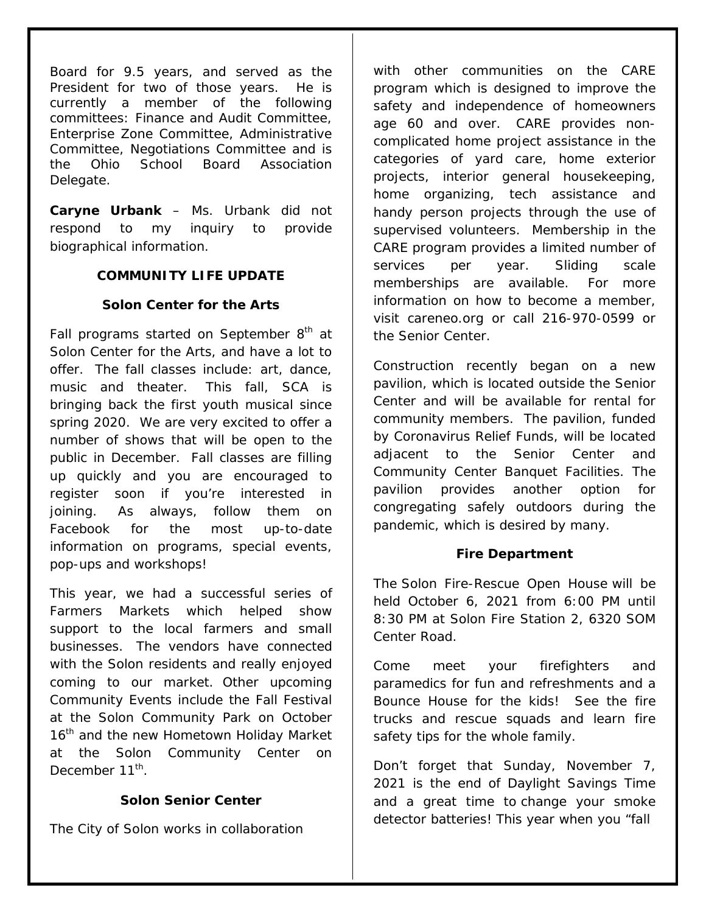Board for 9.5 years, and served as the President for two of those years. He is currently a member of the following committees: Finance and Audit Committee, Enterprise Zone Committee, Administrative Committee, Negotiations Committee and is the Ohio School Board Association Delegate.

**Caryne Urbank** – Ms. Urbank did not respond to my inquiry to provide biographical information.

## COMMUNITY LIFE UPDATE

### Solon Center for the Arts

Fall programs started on September 8th at Solon Center for the Arts, and have a lot to offer. The fall classes include: art, dance, music and theater. This fall, SCA is bringing back the first youth musical since spring 2020. We are very excited to offer a number of shows that will be open to the public in December. Fall classes are filling up quickly and you are encouraged to register soon if you're interested in joining. As always, follow them on Facebook for the most up-to-date information on programs, special events, pop-ups and workshops!

This year, we had a successful series of Farmers Markets which helped show support to the local farmers and small businesses. The vendors have connected with the Solon residents and really enjoyed coming to our market. Other upcoming Community Events include the Fall Festival at the Solon Community Park on October 16th and the new Hometown Holiday Market at the Solon Community Center on December 11th.

### Solon Senior Center

The City of Solon works in collaboration with other communities on the CARE program which is designed to improve the safety and independence of homeowners age 60 and over. CARE provides non-complicated home project assistance in the categories of yard care, home exterior projects, interior general housekeeping, home organizing, tech assistance and handy person projects through the use of supervised volunteers. Membership in the CARE program provides a limited number of services per year. Sliding scale memberships are available. For more information on how to become a member, visit careneo.org or call 216-970-0599 or the Senior Center.

Construction recently began on a new pavilion, which is located outside the Senior Center and will be available for rental for community members. The pavilion, funded by Coronavirus Relief Funds, will be located adjacent to the Senior Center and Community Center Banquet Facilities. The pavilion provides another option for congregating safely outdoors during the pandemic, which is desired by many.

### Fire Department

The Solon Fire-Rescue Open House will be held October 6, 2021 from 6:00 PM until 8:30 PM at Solon Fire Station 2, 6320 SOM Center Road.

Come meet your firefighters and paramedics for fun and refreshments and a Bounce House for the kids! See the fire trucks and rescue squads and learn fire safety tips for the whole family.

Don't forget that Sunday, November 7, 2021 is the end of Daylight Savings Time and a great time to change your smoke detector batteries! This year when you "fall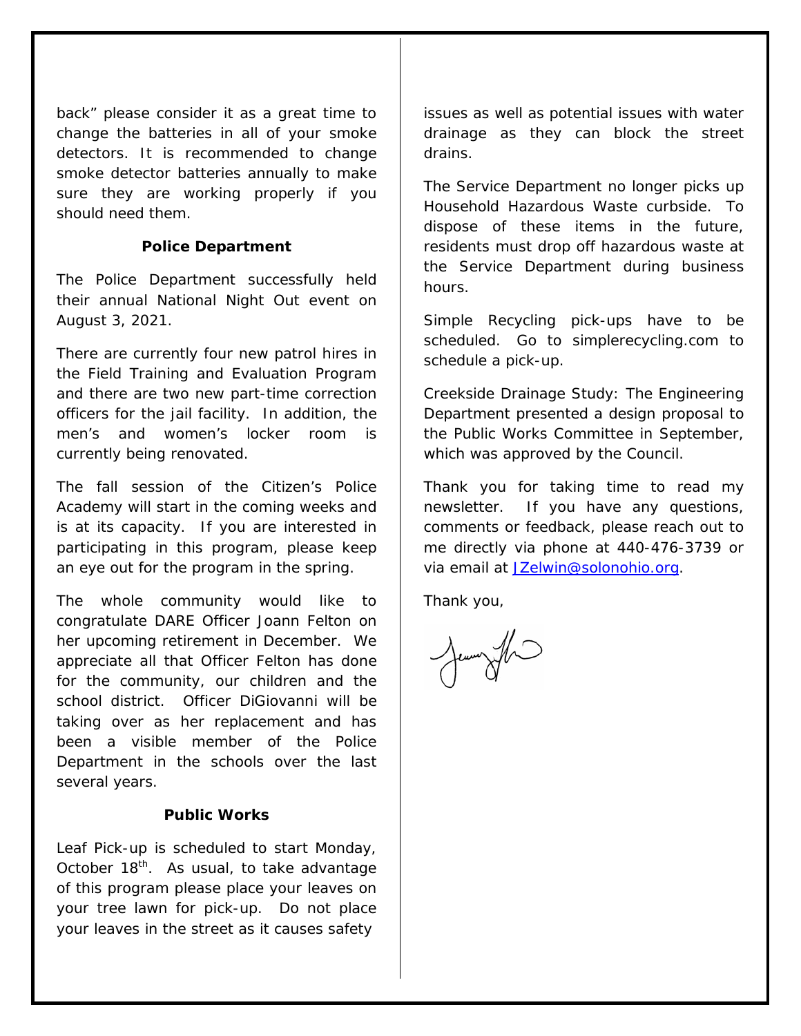back" please consider it as a great time to change the batteries in all of your smoke detectors. It is recommended to change smoke detector batteries annually to make sure they are working properly if you should need them.

**Police Department**

The Police Department successfully held their annual National Night Out event on August 3, 2021.

There are currently four new patrol hires in the Field Training and Evaluation Program and there are two new part-time correction officers for the jail facility. In addition, the men's and women's locker room is currently being renovated.

The fall session of the Citizen's Police Academy will start in the coming weeks and is at its capacity. If you are interested in participating in this program, please keep an eye out for the program in the spring.

The whole community would like to congratulate DARE Officer Joann Felton on her upcoming retirement in December. We appreciate all that Officer Felton has done for the community, our children and the school district. Officer DiGiovanni will be taking over as her replacement and has been a visible member of the Police Department in the schools over the last several years.

**Public Works**

Leaf Pick-up is scheduled to start Monday, October 18th. As usual, to take advantage of this program please place your leaves on your tree lawn for pick-up. Do not place your leaves in the street as it causes safety issues as well as potential issues with water drainage as they can block the street drains.

The Service Department no longer picks up Household Hazardous Waste curbside. To dispose of these items in the future, residents must drop off hazardous waste at the Service Department during business hours.

Simple Recycling pick-ups have to be scheduled. Go to simplerecycling.com to schedule a pick-up.

Creekside Drainage Study: The Engineering Department presented a design proposal to the Public Works Committee in September, which was approved by the Council.

Thank you for taking time to read my newsletter. If you have any questions, comments or feedback, please reach out to me directly via phone at 440-476-3739 or via email at JZelwin@solonohio.org.

Thank you,